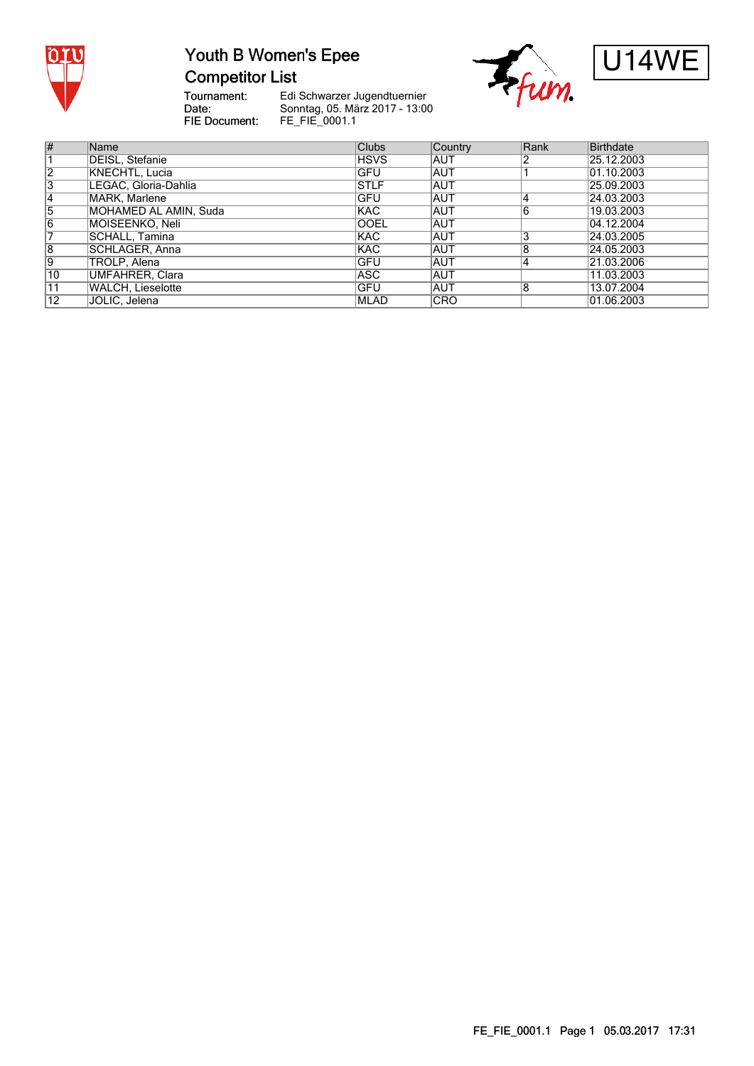# Youth B Women's Epee
## Competitor List

U14WE

Tournament: Edi Schwarzer Jugendtuernier
Date: Sonntag, 05. März 2017 - 13:00
FIE Document: FE_FIE_0001.1

| # | Name | Clubs | Country | Rank | Birthdate |
|---|---|---|---|---|---|
| 1 | DEISL, Stefanie | HSVS | AUT | 2 | 25.12.2003 |
| 2 | KNECHTL, Lucia | GFU | AUT | 1 | 01.10.2003 |
| 3 | LEGAC, Gloria-Dahlia | STLF | AUT | | 25.09.2003 |
| 4 | MARK, Marlene | GFU | AUT | 4 | 24.03.2003 |
| 5 | MOHAMED AL AMIN, Suda | KAC | AUT | 6 | 19.03.2003 |
| 6 | MOISEENKO, Neli | OOEL | AUT | | 04.12.2004 |
| 7 | SCHALL, Tamina | KAC | AUT | 3 | 24.03.2005 |
| 8 | SCHLAGER, Anna | KAC | AUT | 8 | 24.05.2003 |
| 9 | TROLP, Alena | GFU | AUT | 4 | 21.03.2006 |
| 10 | UMFAHRER, Clara | ASC | AUT | | 11.03.2003 |
| 11 | WALCH, Lieselotte | GFU | AUT | 8 | 13.07.2004 |
| 12 | JOLIC, Jelena | MLAD | CRO | | 01.06.2003 |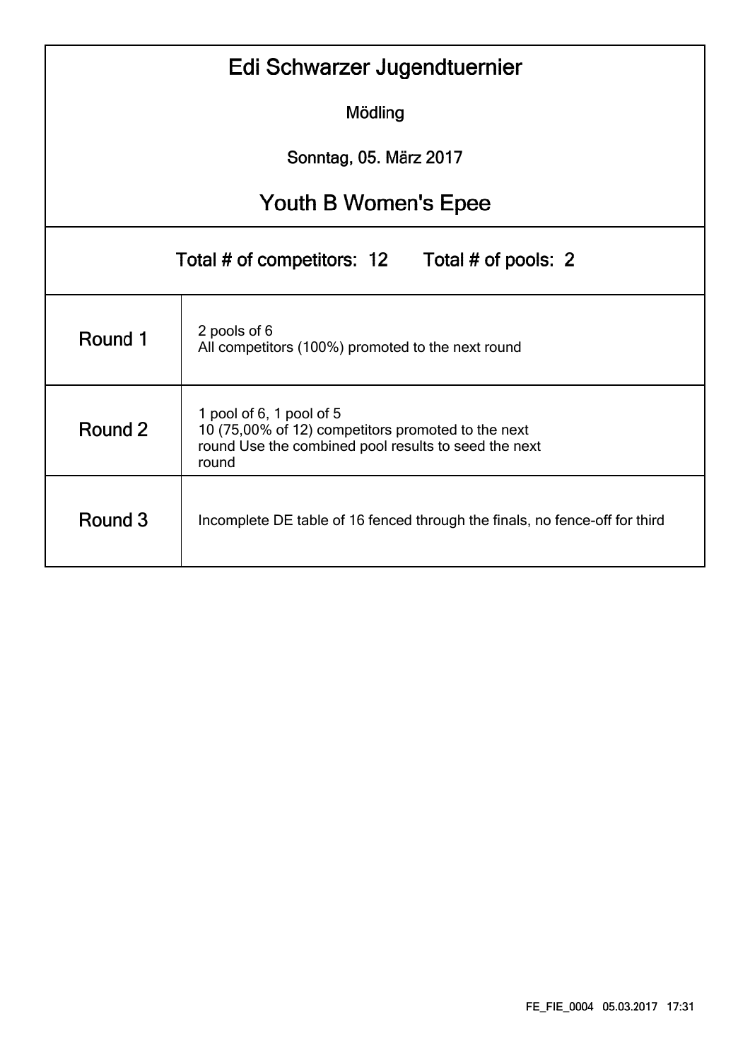# Edi Schwarzer Jugendtuernier

Mödling

Sonntag, 05. März 2017

## Youth B Women's Epee

Total # of competitors: 12 Total # of pools: 2

| | |
|---|---|
| Round 1 | 2 pools of 6<br>All competitors (100%) promoted to the next round |
| Round 2 | 1 pool of 6, 1 pool of 5<br>10 (75,00% of 12) competitors promoted to the next round Use the combined pool results to seed the next round |
| Round 3 | Incomplete DE table of 16 fenced through the finals, no fence-off for third |

FE_FIE_0004 05.03.2017 17:31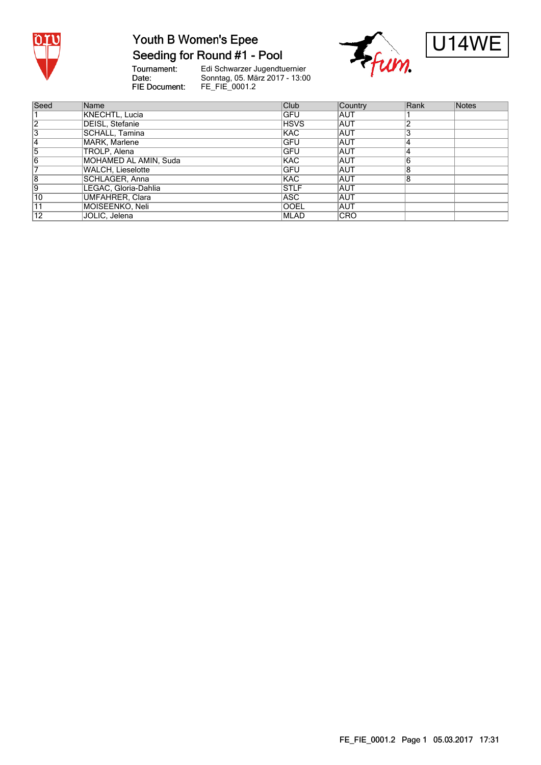# Youth B Women's Epee

## Seeding for Round #1 - Pool

**U14WE**

**Tournament:** Edi Schwarzer Jugendtuernier
**Date:** Sonntag, 05. März 2017 - 13:00
**FIE Document:** FE_FIE_0001.2

| Seed | Name | Club | Country | Rank | Notes |
|---|---|---|---|---|---|
| 1 | KNECHTL, Lucia | GFU | AUT | 1 | |
| 2 | DEISL, Stefanie | HSVS | AUT | 2 | |
| 3 | SCHALL, Tamina | KAC | AUT | 3 | |
| 4 | MARK, Marlene | GFU | AUT | 4 | |
| 5 | TROLP, Alena | GFU | AUT | 4 | |
| 6 | MOHAMED AL AMIN, Suda | KAC | AUT | 6 | |
| 7 | WALCH, Lieselotte | GFU | AUT | 8 | |
| 8 | SCHLAGER, Anna | KAC | AUT | 8 | |
| 9 | LEGAC, Gloria-Dahlia | STLF | AUT | | |
| 10 | UMFAHRER, Clara | ASC | AUT | | |
| 11 | MOISEENKO, Neli | OOEL | AUT | | |
| 12 | JOLIC, Jelena | MLAD | CRO | | |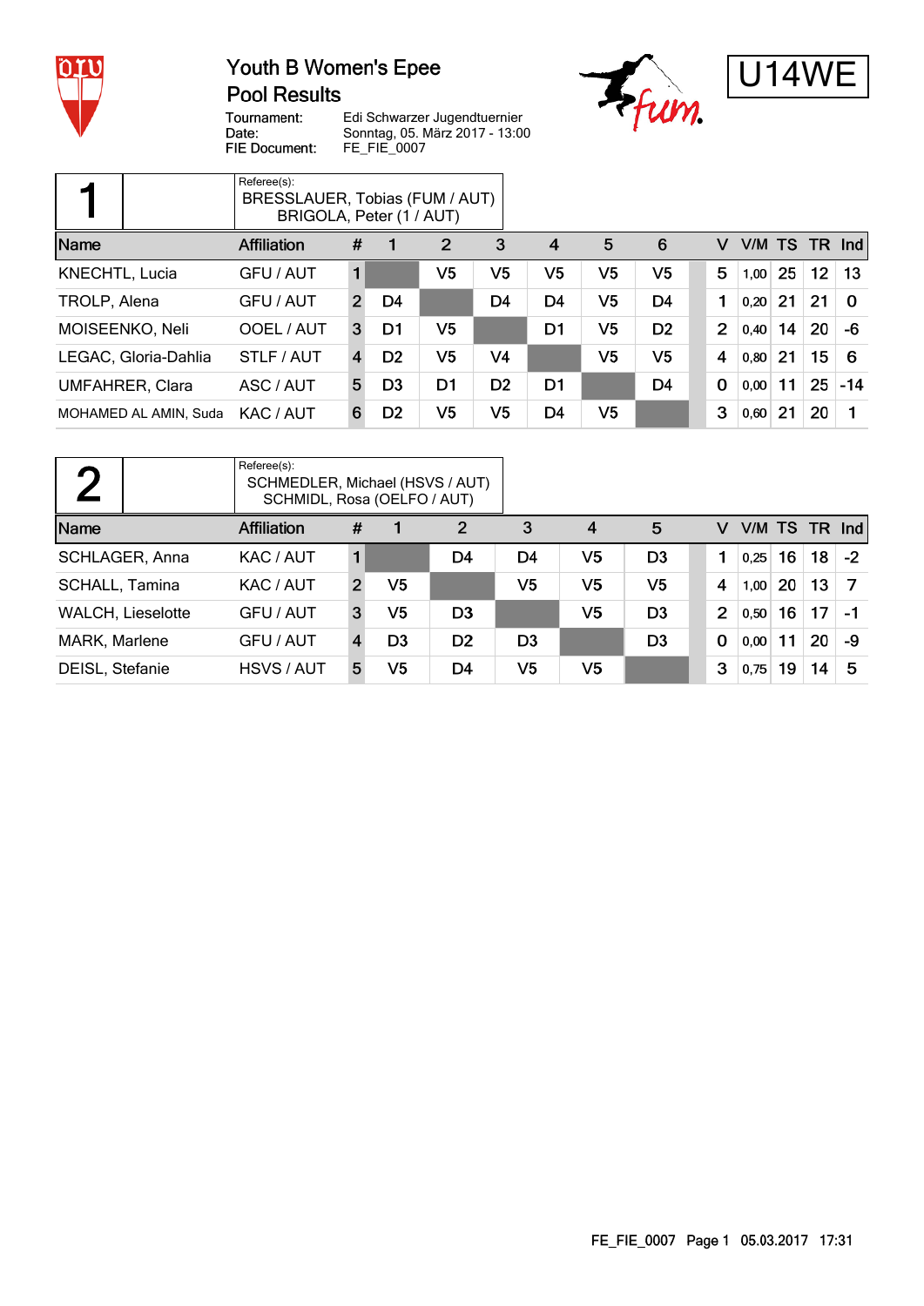# Youth B Women's Epee
## Pool Results

U14WE

Tournament: Edi Schwarzer Jugendtuernier
Date: Sonntag, 05. März 2017 - 13:00
FIE Document: FE_FIE_0007

### Pool 1

Referee(s):
BRESSLAUER, Tobias (FUM / AUT)
BRIGOLA, Peter (1 / AUT)

| Name | Affiliation | # | 1 | 2 | 3 | 4 | 5 | 6 | V | V/M | TS | TR | Ind |
|---|---|---|---|---|---|---|---|---|---|---|---|---|---|
| KNECHTL, Lucia | GFU / AUT | 1 | | V5 | V5 | V5 | V5 | V5 | 5 | 1,00 | 25 | 12 | 13 |
| TROLP, Alena | GFU / AUT | 2 | D4 | | D4 | D4 | V5 | D4 | 1 | 0,20 | 21 | 21 | 0 |
| MOISEENKO, Neli | OOEL / AUT | 3 | D1 | V5 | | D1 | V5 | D2 | 2 | 0,40 | 14 | 20 | -6 |
| LEGAC, Gloria-Dahlia | STLF / AUT | 4 | D2 | V5 | V4 | | V5 | V5 | 4 | 0,80 | 21 | 15 | 6 |
| UMFAHRER, Clara | ASC / AUT | 5 | D3 | D1 | D2 | D1 | | D4 | 0 | 0,00 | 11 | 25 | -14 |
| MOHAMED AL AMIN, Suda | KAC / AUT | 6 | D2 | V5 | V5 | D4 | V5 | | 3 | 0,60 | 21 | 20 | 1 |

### Pool 2

Referee(s):
SCHMEDLER, Michael (HSVS / AUT)
SCHMIDL, Rosa (OELFO / AUT)

| Name | Affiliation | # | 1 | 2 | 3 | 4 | 5 | V | V/M | TS | TR | Ind |
|---|---|---|---|---|---|---|---|---|---|---|---|---|
| SCHLAGER, Anna | KAC / AUT | 1 | | D4 | D4 | V5 | D3 | 1 | 0,25 | 16 | 18 | -2 |
| SCHALL, Tamina | KAC / AUT | 2 | V5 | | V5 | V5 | V5 | 4 | 1,00 | 20 | 13 | 7 |
| WALCH, Lieselotte | GFU / AUT | 3 | V5 | D3 | | V5 | D3 | 2 | 0,50 | 16 | 17 | -1 |
| MARK, Marlene | GFU / AUT | 4 | D3 | D2 | D3 | | D3 | 0 | 0,00 | 11 | 20 | -9 |
| DEISL, Stefanie | HSVS / AUT | 5 | V5 | D4 | V5 | V5 | | 3 | 0,75 | 19 | 14 | 5 |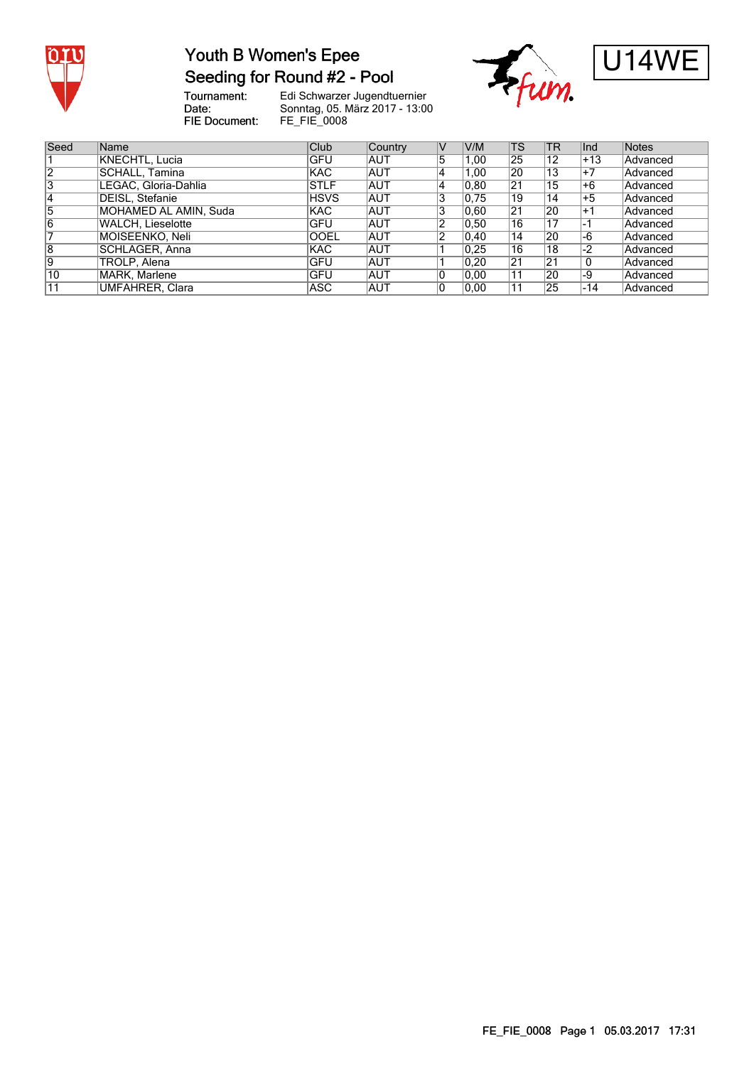# Youth B Women's Epee

## Seeding for Round #2 - Pool

U14WE

Tournament: Edi Schwarzer Jugendtuernier
Date: Sonntag, 05. März 2017 - 13:00
FIE Document: FE_FIE_0008

| Seed | Name | Club | Country | V | V/M | TS | TR | Ind | Notes |
|---|---|---|---|---|---|---|---|---|---|
| 1 | KNECHTL, Lucia | GFU | AUT | 5 | 1,00 | 25 | 12 | +13 | Advanced |
| 2 | SCHALL, Tamina | KAC | AUT | 4 | 1,00 | 20 | 13 | +7 | Advanced |
| 3 | LEGAC, Gloria-Dahlia | STLF | AUT | 4 | 0,80 | 21 | 15 | +6 | Advanced |
| 4 | DEISL, Stefanie | HSVS | AUT | 3 | 0,75 | 19 | 14 | +5 | Advanced |
| 5 | MOHAMED AL AMIN, Suda | KAC | AUT | 3 | 0,60 | 21 | 20 | +1 | Advanced |
| 6 | WALCH, Lieselotte | GFU | AUT | 2 | 0,50 | 16 | 17 | -1 | Advanced |
| 7 | MOISEENKO, Neli | OOEL | AUT | 2 | 0,40 | 14 | 20 | -6 | Advanced |
| 8 | SCHLAGER, Anna | KAC | AUT | 1 | 0,25 | 16 | 18 | -2 | Advanced |
| 9 | TROLP, Alena | GFU | AUT | 1 | 0,20 | 21 | 21 | 0 | Advanced |
| 10 | MARK, Marlene | GFU | AUT | 0 | 0,00 | 11 | 20 | -9 | Advanced |
| 11 | UMFAHRER, Clara | ASC | AUT | 0 | 0,00 | 11 | 25 | -14 | Advanced |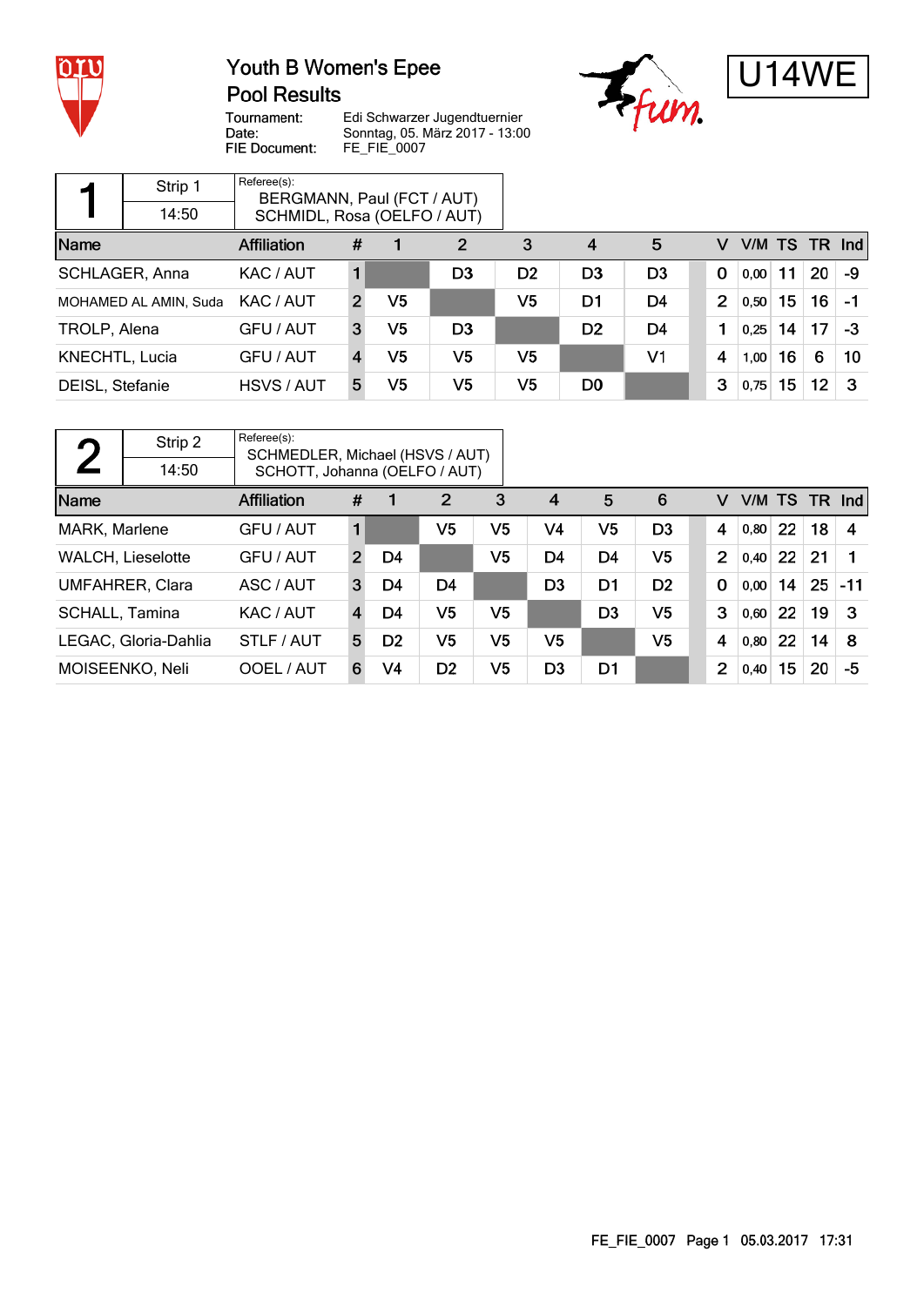# Youth B Women's Epee

## Pool Results

Tournament: Edi Schwarzer Jugendtuernier
Date: Sonntag, 05. März 2017 - 13:00
FIE Document: FE_FIE_0007

U14WE

### Pool 1

| 1 | Strip 1 | Referee(s): |
|---|---|---|
| | 14:50 | BERGMANN, Paul (FCT / AUT) SCHMIDL, Rosa (OELFO / AUT) |

| Name | Affiliation | # | 1 | 2 | 3 | 4 | 5 | V | V/M | TS | TR | Ind |
|---|---|---|---|---|---|---|---|---|---|---|---|---|
| SCHLAGER, Anna | KAC / AUT | 1 | | D3 | D2 | D3 | D3 | 0 | 0,00 | 11 | 20 | -9 |
| MOHAMED AL AMIN, Suda | KAC / AUT | 2 | V5 | | V5 | D1 | D4 | 2 | 0,50 | 15 | 16 | -1 |
| TROLP, Alena | GFU / AUT | 3 | V5 | D3 | | D2 | D4 | 1 | 0,25 | 14 | 17 | -3 |
| KNECHTL, Lucia | GFU / AUT | 4 | V5 | V5 | V5 | | V1 | 4 | 1,00 | 16 | 6 | 10 |
| DEISL, Stefanie | HSVS / AUT | 5 | V5 | V5 | V5 | D0 | | 3 | 0,75 | 15 | 12 | 3 |

### Pool 2

| 2 | Strip 2 | Referee(s): |
|---|---|---|
| | 14:50 | SCHMEDLER, Michael (HSVS / AUT) SCHOTT, Johanna (OELFO / AUT) |

| Name | Affiliation | # | 1 | 2 | 3 | 4 | 5 | 6 | V | V/M | TS | TR | Ind |
|---|---|---|---|---|---|---|---|---|---|---|---|---|---|
| MARK, Marlene | GFU / AUT | 1 | | V5 | V5 | V4 | V5 | D3 | 4 | 0,80 | 22 | 18 | 4 |
| WALCH, Lieselotte | GFU / AUT | 2 | D4 | | V5 | D4 | D4 | V5 | 2 | 0,40 | 22 | 21 | 1 |
| UMFAHRER, Clara | ASC / AUT | 3 | D4 | D4 | | D3 | D1 | D2 | 0 | 0,00 | 14 | 25 | -11 |
| SCHALL, Tamina | KAC / AUT | 4 | D4 | V5 | V5 | | D3 | V5 | 3 | 0,60 | 22 | 19 | 3 |
| LEGAC, Gloria-Dahlia | STLF / AUT | 5 | D2 | V5 | V5 | V5 | | V5 | 4 | 0,80 | 22 | 14 | 8 |
| MOISEENKO, Neli | OOEL / AUT | 6 | V4 | D2 | V5 | D3 | D1 | | 2 | 0,40 | 15 | 20 | -5 |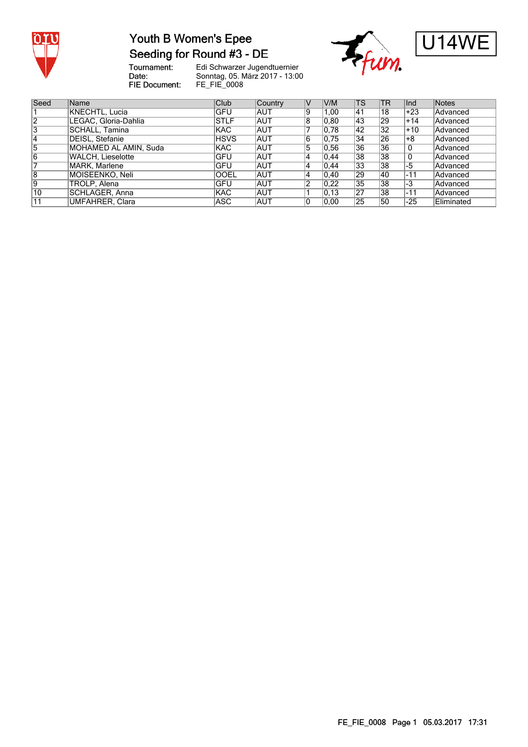# Youth B Women's Epee
## Seeding for Round #3 - DE

U14WE

Tournament: Edi Schwarzer Jugendtuernier
Date: Sonntag, 05. März 2017 - 13:00
FIE Document: FE_FIE_0008

| Seed | Name | Club | Country | V | V/M | TS | TR | Ind | Notes |
|---|---|---|---|---|---|---|---|---|---|
| 1 | KNECHTL, Lucia | GFU | AUT | 9 | 1,00 | 41 | 18 | +23 | Advanced |
| 2 | LEGAC, Gloria-Dahlia | STLF | AUT | 8 | 0,80 | 43 | 29 | +14 | Advanced |
| 3 | SCHALL, Tamina | KAC | AUT | 7 | 0,78 | 42 | 32 | +10 | Advanced |
| 4 | DEISL, Stefanie | HSVS | AUT | 6 | 0,75 | 34 | 26 | +8 | Advanced |
| 5 | MOHAMED AL AMIN, Suda | KAC | AUT | 5 | 0,56 | 36 | 36 | 0 | Advanced |
| 6 | WALCH, Lieselotte | GFU | AUT | 4 | 0,44 | 38 | 38 | 0 | Advanced |
| 7 | MARK, Marlene | GFU | AUT | 4 | 0,44 | 33 | 38 | -5 | Advanced |
| 8 | MOISEENKO, Neli | OOEL | AUT | 4 | 0,40 | 29 | 40 | -11 | Advanced |
| 9 | TROLP, Alena | GFU | AUT | 2 | 0,22 | 35 | 38 | -3 | Advanced |
| 10 | SCHLAGER, Anna | KAC | AUT | 1 | 0,13 | 27 | 38 | -11 | Advanced |
| 11 | UMFAHRER, Clara | ASC | AUT | 0 | 0,00 | 25 | 50 | -25 | Eliminated |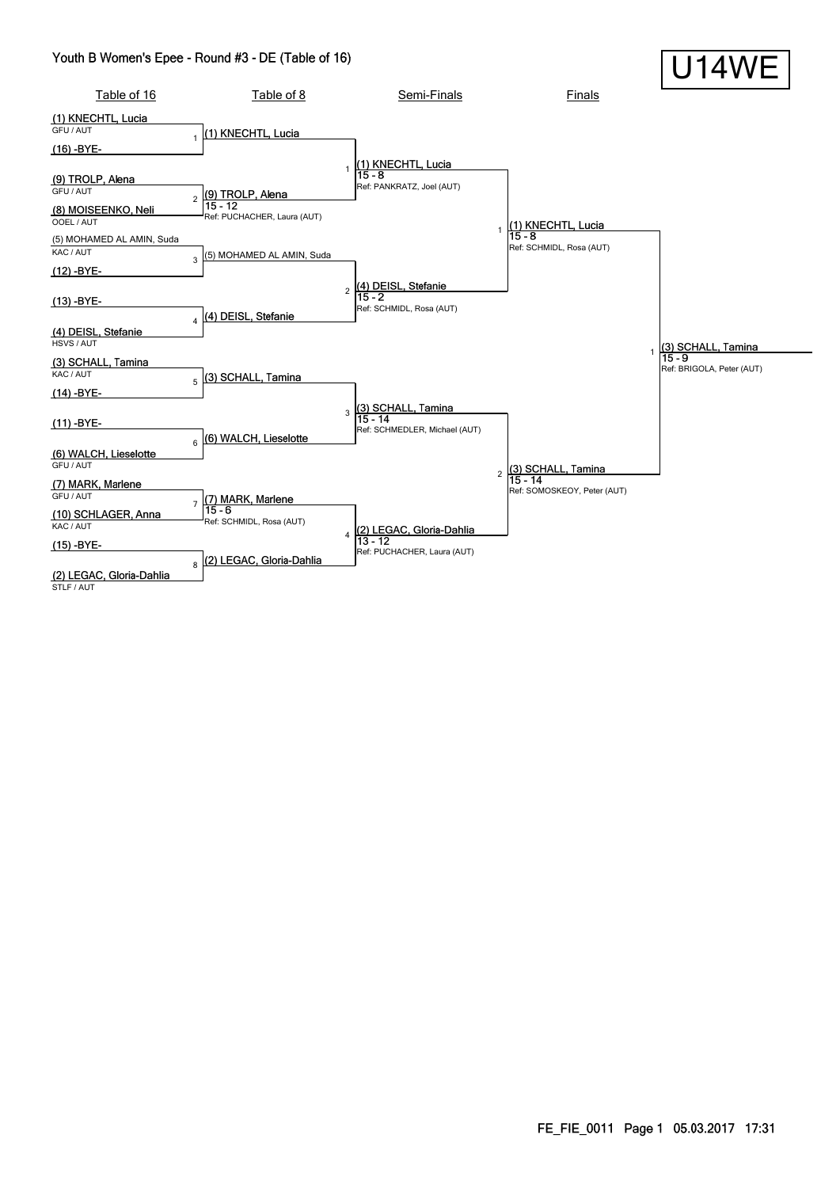# Youth B Women's Epee - Round #3 - DE (Table of 16)

**U14WE**

## Table of 16

| Bout | Fencer | Club |
|---|---|---|
| 1 | (1) KNECHTL, Lucia | GFU / AUT |
| | (16) -BYE- | |
| 2 | (9) TROLP, Alena | GFU / AUT |
| | (8) MOISEENKO, Neli | OOEL / AUT |
| 3 | (5) MOHAMED AL AMIN, Suda | KAC / AUT |
| | (12) -BYE- | |
| 4 | (13) -BYE- | |
| | (4) DEISL, Stefanie | HSVS / AUT |
| 5 | (3) SCHALL, Tamina | KAC / AUT |
| | (14) -BYE- | |
| 6 | (11) -BYE- | |
| | (6) WALCH, Lieselotte | GFU / AUT |
| 7 | (7) MARK, Marlene | GFU / AUT |
| | (10) SCHLAGER, Anna | KAC / AUT |
| 8 | (15) -BYE- | |
| | (2) LEGAC, Gloria-Dahlia | STLF / AUT |

## Table of 8

| Bout | Winner | Score | Referee |
|---|---|---|---|
| 1 | (1) KNECHTL, Lucia | | |
| 2 | (9) TROLP, Alena | 15 - 12 | Ref: PUCHACHER, Laura (AUT) |
| 3 | (5) MOHAMED AL AMIN, Suda | | |
| 4 | (4) DEISL, Stefanie | | |
| 5 | (3) SCHALL, Tamina | | |
| 6 | (6) WALCH, Lieselotte | | |
| 7 | (7) MARK, Marlene | 15 - 6 | Ref: SCHMIDL, Rosa (AUT) |
| 8 | (2) LEGAC, Gloria-Dahlia | | |

## Semi-Finals

| Bout | Winner | Score | Referee |
|---|---|---|---|
| 1 | (1) KNECHTL, Lucia | 15 - 8 | Ref: PANKRATZ, Joel (AUT) |
| 2 | (4) DEISL, Stefanie | 15 - 2 | Ref: SCHMIDL, Rosa (AUT) |
| 3 | (3) SCHALL, Tamina | 15 - 14 | Ref: SCHMEDLER, Michael (AUT) |
| 4 | (2) LEGAC, Gloria-Dahlia | 13 - 12 | Ref: PUCHACHER, Laura (AUT) |

## Finals

| Bout | Winner | Score | Referee |
|---|---|---|---|
| 1 | (1) KNECHTL, Lucia | 15 - 8 | Ref: SCHMIDL, Rosa (AUT) |
| 2 | (3) SCHALL, Tamina | 15 - 14 | Ref: SOMOSKEOY, Peter (AUT) |

## Winner

| Bout | Winner | Score | Referee |
|---|---|---|---|
| 1 | (3) SCHALL, Tamina | 15 - 9 | Ref: BRIGOLA, Peter (AUT) |

FE_FIE_0011 Page 1 05.03.2017 17:31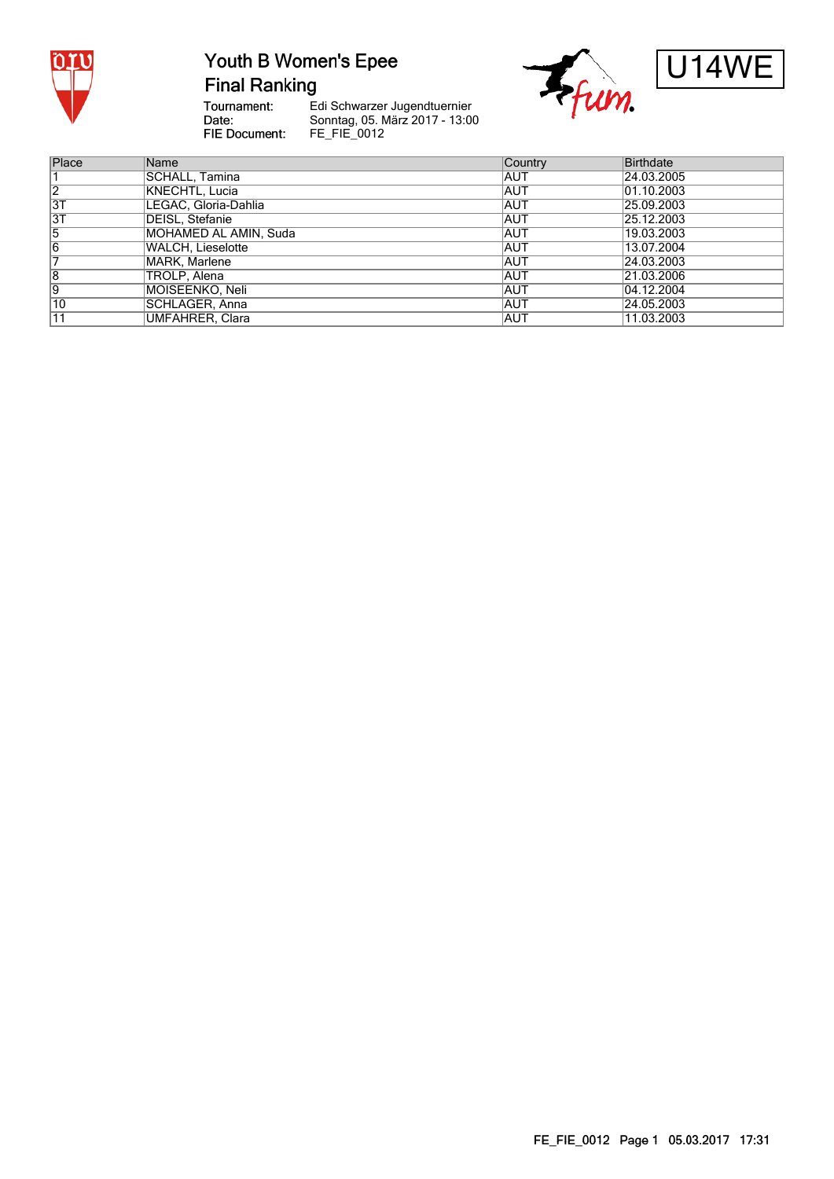# Youth B Women's Epee

## Final Ranking

U14WE

**Tournament:** Edi Schwarzer Jugendtuernier
**Date:** Sonntag, 05. März 2017 - 13:00
**FIE Document:** FE_FIE_0012

| Place | Name | Country | Birthdate |
|---|---|---|---|
| 1 | SCHALL, Tamina | AUT | 24.03.2005 |
| 2 | KNECHTL, Lucia | AUT | 01.10.2003 |
| 3T | LEGAC, Gloria-Dahlia | AUT | 25.09.2003 |
| 3T | DEISL, Stefanie | AUT | 25.12.2003 |
| 5 | MOHAMED AL AMIN, Suda | AUT | 19.03.2003 |
| 6 | WALCH, Lieselotte | AUT | 13.07.2004 |
| 7 | MARK, Marlene | AUT | 24.03.2003 |
| 8 | TROLP, Alena | AUT | 21.03.2006 |
| 9 | MOISEENKO, Neli | AUT | 04.12.2004 |
| 10 | SCHLAGER, Anna | AUT | 24.05.2003 |
| 11 | UMFAHRER, Clara | AUT | 11.03.2003 |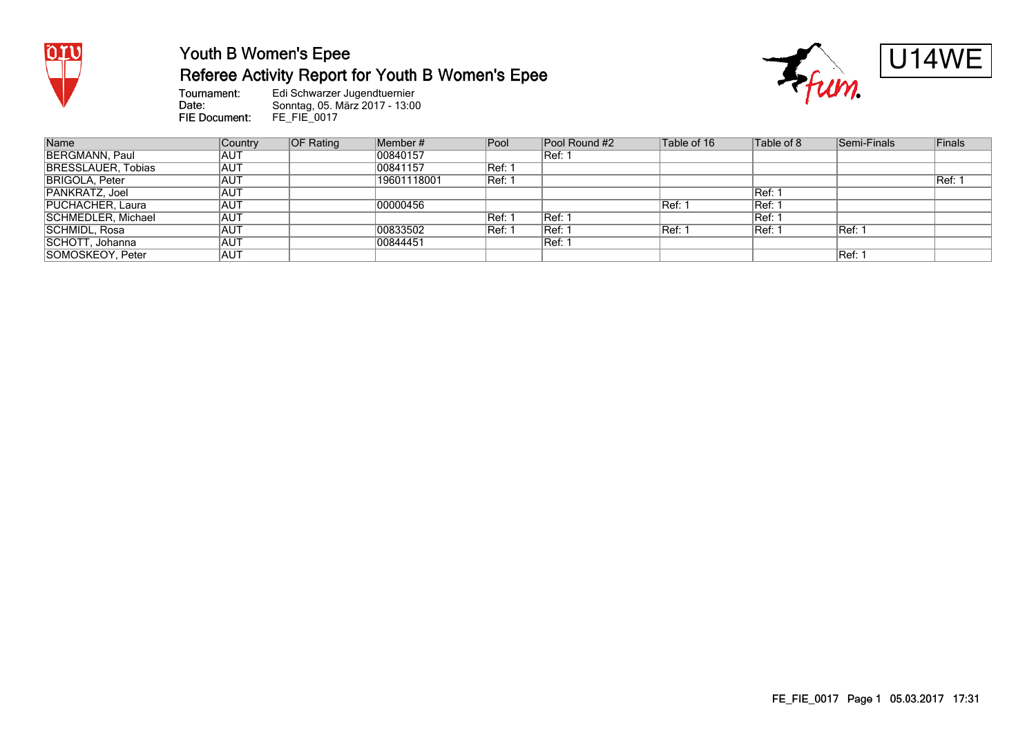# Youth B Women's Epee

## Referee Activity Report for Youth B Women's Epee

**Tournament:** Edi Schwarzer Jugendtuernier
**Date:** Sonntag, 05. März 2017 - 13:00
**FIE Document:** FE_FIE_0017

U14WE

| Name | Country | OF Rating | Member # | Pool | Pool Round #2 | Table of 16 | Table of 8 | Semi-Finals | Finals |
|---|---|---|---|---|---|---|---|---|---|
| BERGMANN, Paul | AUT | | 00840157 | | Ref: 1 | | | | |
| BRESSLAUER, Tobias | AUT | | 00841157 | Ref: 1 | | | | | |
| BRIGOLA, Peter | AUT | | 19601118001 | Ref: 1 | | | | | Ref: 1 |
| PANKRATZ, Joel | AUT | | | | | | Ref: 1 | | |
| PUCHACHER, Laura | AUT | | 00000456 | | | Ref: 1 | Ref: 1 | | |
| SCHMEDLER, Michael | AUT | | | Ref: 1 | Ref: 1 | | Ref: 1 | | |
| SCHMIDL, Rosa | AUT | | 00833502 | Ref: 1 | Ref: 1 | Ref: 1 | Ref: 1 | Ref: 1 | |
| SCHOTT, Johanna | AUT | | 00844451 | | Ref: 1 | | | | |
| SOMOSKEOY, Peter | AUT | | | | | | | Ref: 1 | |